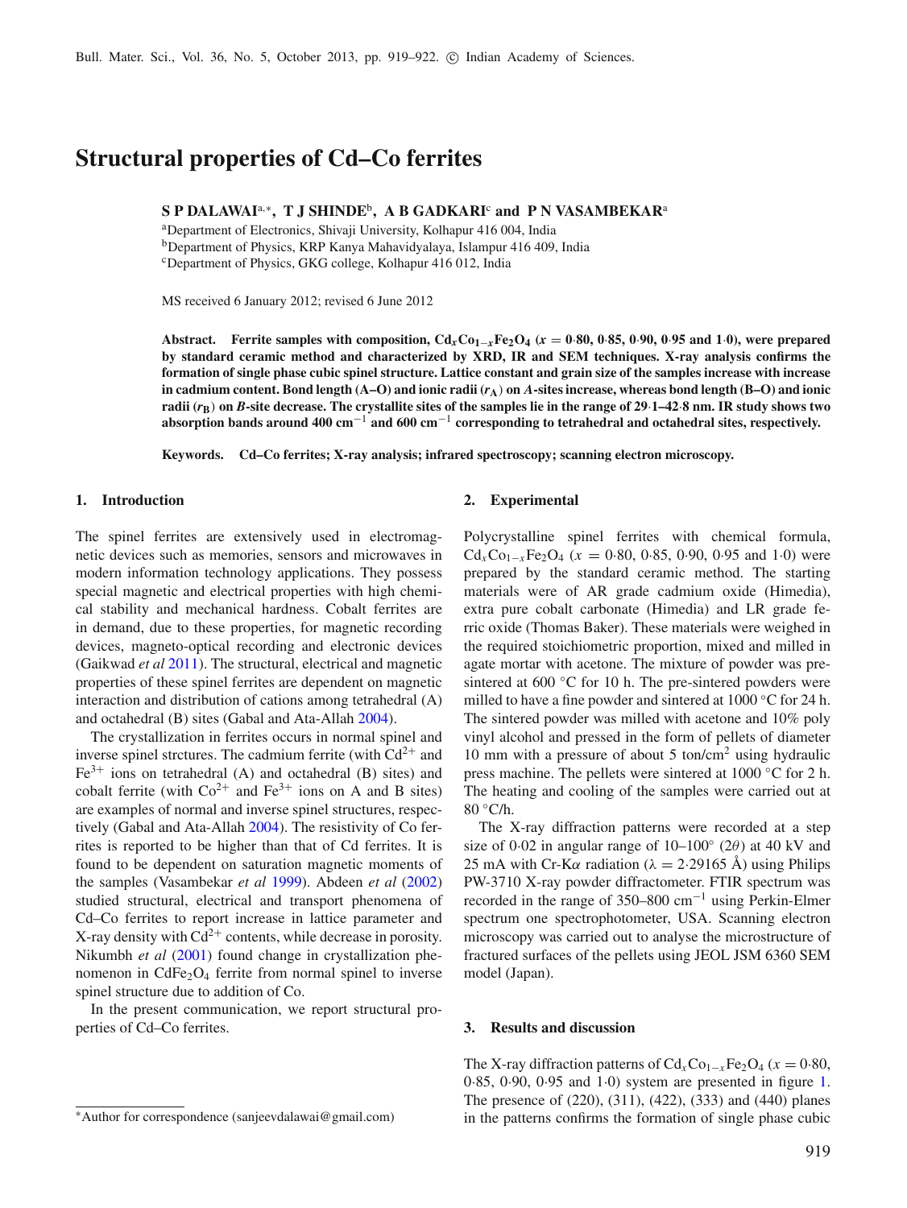# Structural properties of Cd–Co ferrites

**S P DALAWAI[a,*], T J SHINDE[b], A B GADKARI[c] and P N VASAMBEKAR[a]**

[a]Department of Electronics, Shivaji University, Kolhapur 416 004, India
[b]Department of Physics, KRP Kanya Mahavidyalaya, Islampur 416 409, India
[c]Department of Physics, GKG college, Kolhapur 416 012, India

MS received 6 January 2012; revised 6 June 2012

**Abstract.** **Ferrite samples with composition, $Cd_xCo_{1-x}Fe_2O_4$ ($x = 0{\cdot}80$, $0{\cdot}85$, $0{\cdot}90$, $0{\cdot}95$ and $1{\cdot}0$), were prepared by standard ceramic method and characterized by XRD, IR and SEM techniques. X-ray analysis confirms the formation of single phase cubic spinel structure. Lattice constant and grain size of the samples increase with increase in cadmium content. Bond length (A–O) and ionic radii ($r_A$) on *A*-sites increase, whereas bond length (B–O) and ionic radii ($r_B$) on *B*-site decrease. The crystallite sites of the samples lie in the range of 29·1–42·8 nm. IR study shows two absorption bands around 400 $cm^{-1}$ and 600 $cm^{-1}$ corresponding to tetrahedral and octahedral sites, respectively.**

**Keywords.** **Cd–Co ferrites; X-ray analysis; infrared spectroscopy; scanning electron microscopy.**

## 1. Introduction

The spinel ferrites are extensively used in electromagnetic devices such as memories, sensors and microwaves in modern information technology applications. They possess special magnetic and electrical properties with high chemical stability and mechanical hardness. Cobalt ferrites are in demand, due to these properties, for magnetic recording devices, magneto-optical recording and electronic devices (Gaikwad *et al* 2011). The structural, electrical and magnetic properties of these spinel ferrites are dependent on magnetic interaction and distribution of cations among tetrahedral (A) and octahedral (B) sites (Gabal and Ata-Allah 2004).

The crystallization in ferrites occurs in normal spinel and inverse spinel strctures. The cadmium ferrite (with $Cd^{2+}$ and $Fe^{3+}$ ions on tetrahedral (A) and octahedral (B) sites) and cobalt ferrite (with $Co^{2+}$ and $Fe^{3+}$ ions on A and B sites) are examples of normal and inverse spinel structures, respectively (Gabal and Ata-Allah 2004). The resistivity of Co ferrites is reported to be higher than that of Cd ferrites. It is found to be dependent on saturation magnetic moments of the samples (Vasambekar *et al* 1999). Abdeen *et al* (2002) studied structural, electrical and transport phenomena of Cd–Co ferrites to report increase in lattice parameter and X-ray density with $Cd^{2+}$ contents, while decrease in porosity. Nikumbh *et al* (2001) found change in crystallization phenomenon in $CdFe_2O_4$ ferrite from normal spinel to inverse spinel structure due to addition of Co.

In the present communication, we report structural properties of Cd–Co ferrites.

## 2. Experimental

Polycrystalline spinel ferrites with chemical formula, $Cd_xCo_{1-x}Fe_2O_4$ ($x = 0{\cdot}80$, $0{\cdot}85$, $0{\cdot}90$, $0{\cdot}95$ and $1{\cdot}0$) were prepared by the standard ceramic method. The starting materials were of AR grade cadmium oxide (Himedia), extra pure cobalt carbonate (Himedia) and LR grade ferric oxide (Thomas Baker). These materials were weighed in the required stoichiometric proportion, mixed and milled in agate mortar with acetone. The mixture of powder was presintered at 600 °C for 10 h. The pre-sintered powders were milled to have a fine powder and sintered at 1000 °C for 24 h. The sintered powder was milled with acetone and 10% poly vinyl alcohol and pressed in the form of pellets of diameter 10 mm with a pressure of about 5 ton/$cm^2$ using hydraulic press machine. The pellets were sintered at 1000 °C for 2 h. The heating and cooling of the samples were carried out at 80 °C/h.

The X-ray diffraction patterns were recorded at a step size of 0·02 in angular range of 10–100° ($2\theta$) at 40 kV and 25 mA with Cr-K$\alpha$ radiation ($\lambda = 2{\cdot}29165$ Å) using Philips PW-3710 X-ray powder diffractometer. FTIR spectrum was recorded in the range of 350–800 $cm^{-1}$ using Perkin-Elmer spectrum one spectrophotometer, USA. Scanning electron microscopy was carried out to analyse the microstructure of fractured surfaces of the pellets using JEOL JSM 6360 SEM model (Japan).

## 3. Results and discussion

The X-ray diffraction patterns of $Cd_xCo_{1-x}Fe_2O_4$ ($x = 0{\cdot}80$, $0{\cdot}85$, $0{\cdot}90$, $0{\cdot}95$ and $1{\cdot}0$) system are presented in figure 1. The presence of (220), (311), (422), (333) and (440) planes in the patterns confirms the formation of single phase cubic

*Author for correspondence (sanjeevdalawai@gmail.com)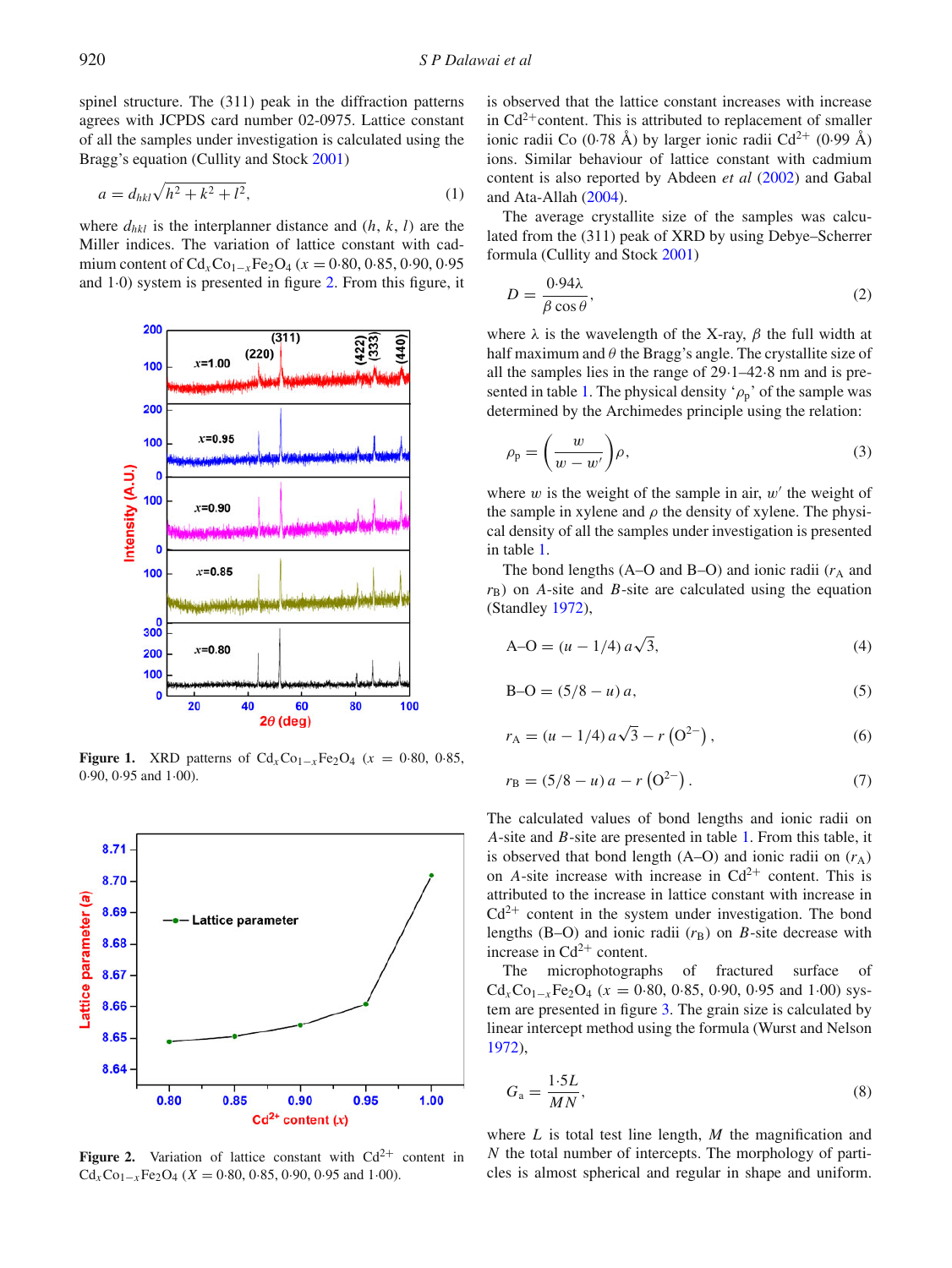spinel structure. The (311) peak in the diffraction patterns agrees with JCPDS card number 02-0975. Lattice constant of all the samples under investigation is calculated using the Bragg's equation (Cullity and Stock 2001)

$$a = d_{hkl}\sqrt{h^2 + k^2 + l^2}, \quad (1)$$

where $d_{hkl}$ is the interplanner distance and $(h, k, l)$ are the Miller indices. The variation of lattice constant with cadmium content of $Cd_xCo_{1-x}Fe_2O_4$ ($x = 0{\cdot}80, 0{\cdot}85, 0{\cdot}90, 0{\cdot}95$ and $1{\cdot}0$) system is presented in figure 2. From this figure, it is observed that the lattice constant increases with increase in $Cd^{2+}$ content. This is attributed to replacement of smaller ionic radii Co (0·78 Å) by larger ionic radii $Cd^{2+}$ (0·99 Å) ions. Similar behaviour of lattice constant with cadmium content is also reported by Abdeen *et al* (2002) and Gabal and Ata-Allah (2004).

**Figure 1.** XRD patterns of $Cd_xCo_{1-x}Fe_2O_4$ ($x = 0{\cdot}80$, 0·85, 0·90, 0·95 and 1·00).

**Figure 2.** Variation of lattice constant with $Cd^{2+}$ content in $Cd_xCo_{1-x}Fe_2O_4$ ($X = 0{\cdot}80$, 0·85, 0·90, 0·95 and 1·00).

The average crystallite size of the samples was calculated from the (311) peak of XRD by using Debye–Scherrer formula (Cullity and Stock 2001)

$$D = \frac{0{\cdot}94\lambda}{\beta\cos\theta}, \quad (2)$$

where $\lambda$ is the wavelength of the X-ray, $\beta$ the full width at half maximum and $\theta$ the Bragg's angle. The crystallite size of all the samples lies in the range of 29·1–42·8 nm and is presented in table 1. The physical density '$\rho_p$' of the sample was determined by the Archimedes principle using the relation:

$$\rho_p = \left(\frac{w}{w - w'}\right)\rho, \quad (3)$$

where $w$ is the weight of the sample in air, $w'$ the weight of the sample in xylene and $\rho$ the density of xylene. The physical density of all the samples under investigation is presented in table 1.

The bond lengths (A–O and B–O) and ionic radii ($r_A$ and $r_B$) on $A$-site and $B$-site are calculated using the equation (Standley 1972),

$$\text{A–O} = (u - 1/4)\, a\sqrt{3}, \quad (4)$$

$$\text{B–O} = (5/8 - u)\, a, \quad (5)$$

$$r_A = (u - 1/4)\, a\sqrt{3} - r\left(O^{2-}\right), \quad (6)$$

$$r_B = (5/8 - u)\, a - r\left(O^{2-}\right). \quad (7)$$

The calculated values of bond lengths and ionic radii on $A$-site and $B$-site are presented in table 1. From this table, it is observed that bond length (A–O) and ionic radii on ($r_A$) on $A$-site increase with increase in $Cd^{2+}$ content. This is attributed to the increase in lattice constant with increase in $Cd^{2+}$ content in the system under investigation. The bond lengths (B–O) and ionic radii ($r_B$) on $B$-site decrease with increase in $Cd^{2+}$ content.

The microphotographs of fractured surface of $Cd_xCo_{1-x}Fe_2O_4$ ($x = 0{\cdot}80$, 0·85, 0·90, 0·95 and 1·00) system are presented in figure 3. The grain size is calculated by linear intercept method using the formula (Wurst and Nelson 1972),

$$G_a = \frac{1{\cdot}5L}{MN}, \quad (8)$$

where $L$ is total test line length, $M$ the magnification and $N$ the total number of intercepts. The morphology of particles is almost spherical and regular in shape and uniform.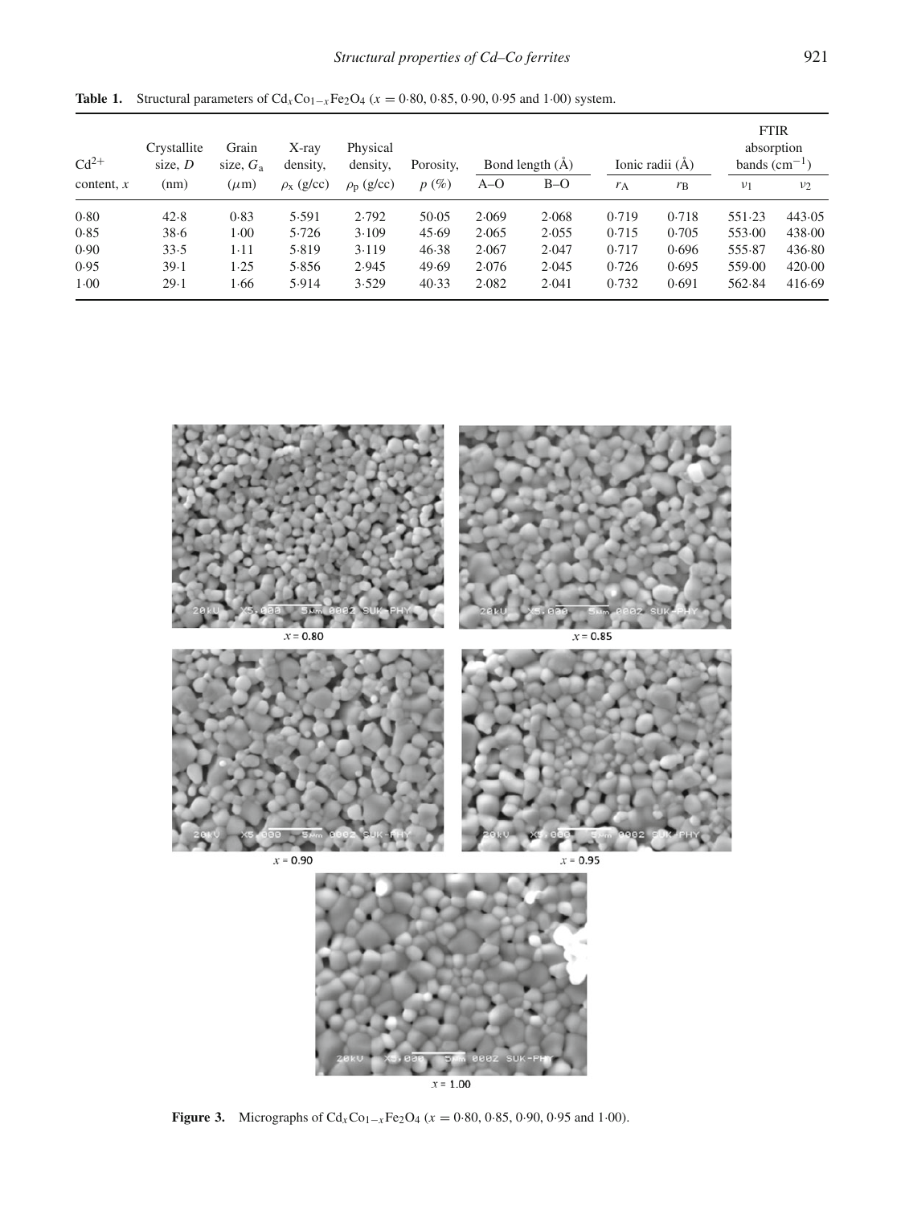**Table 1.** Structural parameters of $Cd_xCo_{1-x}Fe_2O_4$ ($x$ = 0·80, 0·85, 0·90, 0·95 and 1·00) system.

| $Cd^{2+}$ content, $x$ | Crystallite size, $D$ (nm) | Grain size, $G_a$ ($\mu$m) | X-ray density, $\rho_x$ (g/cc) | Physical density, $\rho_p$ (g/cc) | Porosity, $p$ (%) | Bond length (Å) | | Ionic radii (Å) | | FTIR absorption bands (cm$^{-1}$) | |
|---|---|---|---|---|---|---|---|---|---|---|---|
| | | | | | | A–O | B–O | $r_A$ | $r_B$ | $\nu_1$ | $\nu_2$ |
| 0·80 | 42·8 | 0·83 | 5·591 | 2·792 | 50·05 | 2·069 | 2·068 | 0·719 | 0·718 | 551·23 | 443·05 |
| 0·85 | 38·6 | 1·00 | 5·726 | 3·109 | 45·69 | 2·065 | 2·055 | 0·715 | 0·705 | 553·00 | 438·00 |
| 0·90 | 33·5 | 1·11 | 5·819 | 3·119 | 46·38 | 2·067 | 2·047 | 0·717 | 0·696 | 555·87 | 436·80 |
| 0·95 | 39·1 | 1·25 | 5·856 | 2·945 | 49·69 | 2·076 | 2·045 | 0·726 | 0·695 | 559·00 | 420·00 |
| 1·00 | 29·1 | 1·66 | 5·914 | 3·529 | 40·33 | 2·082 | 2·041 | 0·732 | 0·691 | 562·84 | 416·69 |

**Figure 3.** Micrographs of $Cd_xCo_{1-x}Fe_2O_4$ ($x$ = 0·80, 0·85, 0·90, 0·95 and 1·00).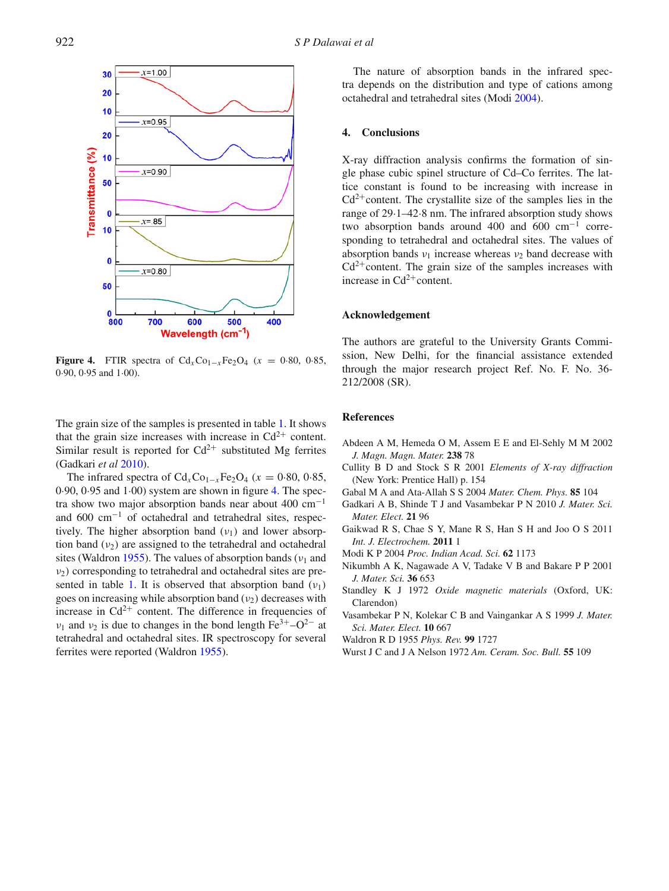Transmittance (%)

x=1.00

30
20
10

x=0.95

20
10

x=0.90

50
0

x= 85

10
0

x=0.80

50
0

800 700 600 500 400

Wavelength (cm$^{-1}$)

**Figure 4.** FTIR spectra of $Cd_xCo_{1-x}Fe_2O_4$ ($x$ = 0·80, 0·85, 0·90, 0·95 and 1·00).

The grain size of the samples is presented in table 1. It shows that the grain size increases with increase in $Cd^{2+}$ content. Similar result is reported for $Cd^{2+}$ substituted Mg ferrites (Gadkari *et al* 2010).

The infrared spectra of $Cd_xCo_{1-x}Fe_2O_4$ ($x$ = 0·80, 0·85, 0·90, 0·95 and 1·00) system are shown in figure 4. The spectra show two major absorption bands near about 400 cm$^{-1}$ and 600 cm$^{-1}$ of octahedral and tetrahedral sites, respectively. The higher absorption band ($\nu_1$) and lower absorption band ($\nu_2$) are assigned to the tetrahedral and octahedral sites (Waldron 1955). The values of absorption bands ($\nu_1$ and $\nu_2$) corresponding to tetrahedral and octahedral sites are presented in table 1. It is observed that absorption band ($\nu_1$) goes on increasing while absorption band ($\nu_2$) decreases with increase in $Cd^{2+}$ content. The difference in frequencies of $\nu_1$ and $\nu_2$ is due to changes in the bond length $Fe^{3+}$–$O^{2-}$ at tetrahedral and octahedral sites. IR spectroscopy for several ferrites were reported (Waldron 1955).

The nature of absorption bands in the infrared spectra depends on the distribution and type of cations among octahedral and tetrahedral sites (Modi 2004).

## 4. Conclusions

X-ray diffraction analysis confirms the formation of single phase cubic spinel structure of Cd–Co ferrites. The lattice constant is found to be increasing with increase in $Cd^{2+}$content. The crystallite size of the samples lies in the range of 29·1–42·8 nm. The infrared absorption study shows two absorption bands around 400 and 600 cm$^{-1}$ corresponding to tetrahedral and octahedral sites. The values of absorption bands $\nu_1$ increase whereas $\nu_2$ band decrease with $Cd^{2+}$content. The grain size of the samples increases with increase in $Cd^{2+}$content.

## Acknowledgement

The authors are grateful to the University Grants Commission, New Delhi, for the financial assistance extended through the major research project Ref. No. F. No. 36-212/2008 (SR).

## References

Abdeen A M, Hemeda O M, Assem E E and El-Sehly M M 2002 *J. Magn. Magn. Mater.* **238** 78

Cullity B D and Stock S R 2001 *Elements of X-ray diffraction* (New York: Prentice Hall) p. 154

Gabal M A and Ata-Allah S S 2004 *Mater. Chem. Phys.* **85** 104

Gadkari A B, Shinde T J and Vasambekar P N 2010 *J. Mater. Sci. Mater. Elect.* **21** 96

Gaikwad R S, Chae S Y, Mane R S, Han S H and Joo O S 2011 *Int. J. Electrochem.* **2011** 1

Modi K P 2004 *Proc. Indian Acad. Sci.* **62** 1173

Nikumbh A K, Nagawade A V, Tadake V B and Bakare P P 2001 *J. Mater. Sci.* **36** 653

Standley K J 1972 *Oxide magnetic materials* (Oxford, UK: Clarendon)

Vasambekar P N, Kolekar C B and Vaingankar A S 1999 *J. Mater. Sci. Mater. Elect.* **10** 667

Waldron R D 1955 *Phys. Rev.* **99** 1727

Wurst J C and J A Nelson 1972 *Am. Ceram. Soc. Bull.* **55** 109